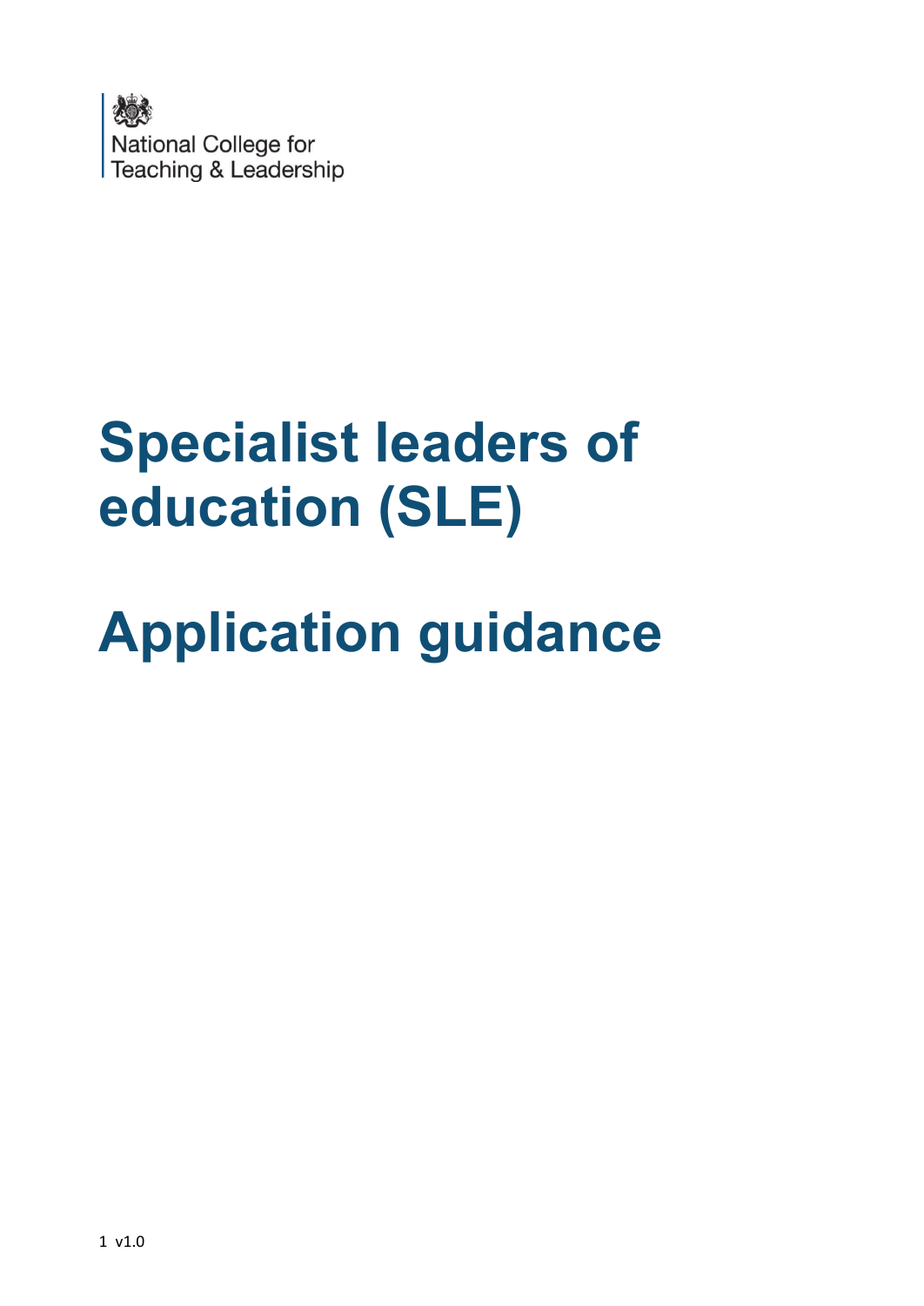National College for Teaching & Leadership

# Specialist leaders of education (SLE)

# Application guidance

v1.0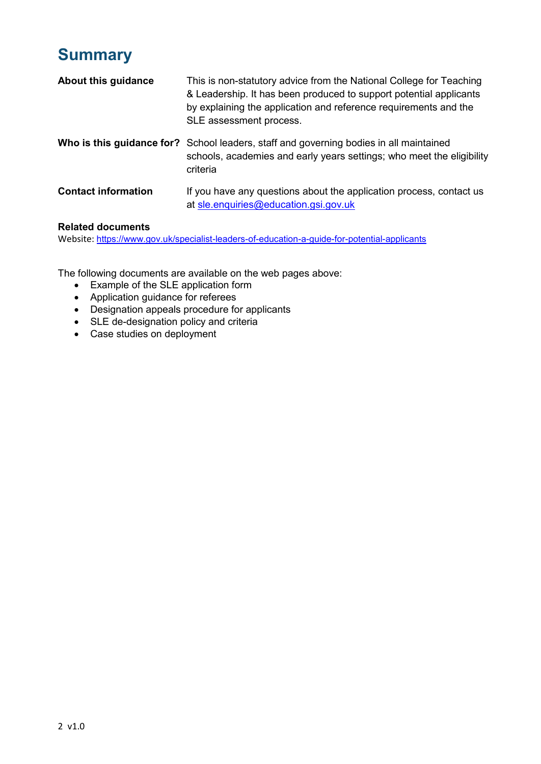# Summary

| | |
|---|---|
| **About this guidance** | This is non-statutory advice from the National College for Teaching & Leadership. It has been produced to support potential applicants by explaining the application and reference requirements and the SLE assessment process. |
| **Who is this guidance for?** | School leaders, staff and governing bodies in all maintained schools, academies and early years settings; who meet the eligibility criteria |
| **Contact information** | If you have any questions about the application process, contact us at sle.enquiries@education.gsi.gov.uk |

**Related documents**

Website: https://www.gov.uk/specialist-leaders-of-education-a-guide-for-potential-applicants

The following documents are available on the web pages above:

- Example of the SLE application form
- Application guidance for referees
- Designation appeals procedure for applicants
- SLE de-designation policy and criteria
- Case studies on deployment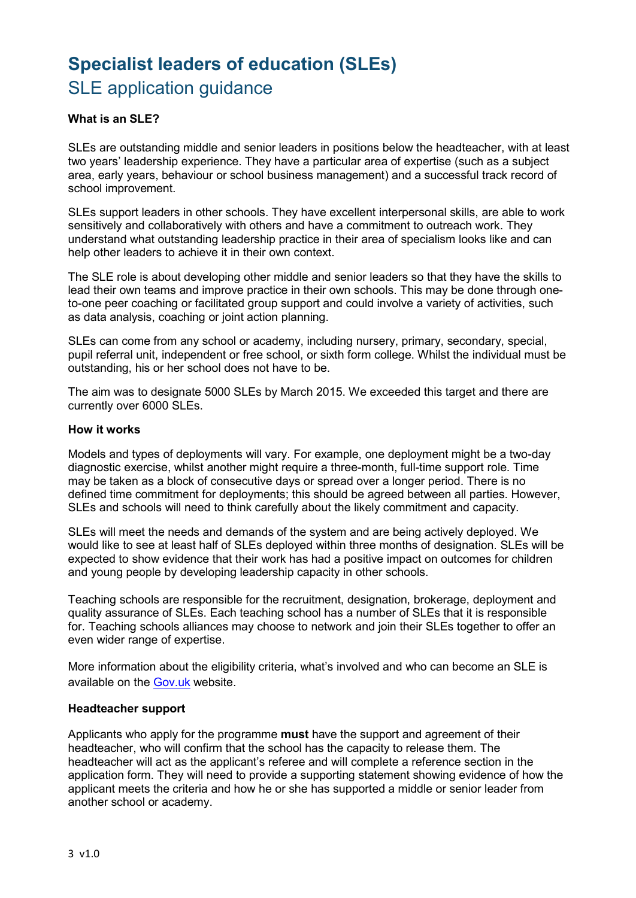# Specialist leaders of education (SLEs)

## SLE application guidance

**What is an SLE?**

SLEs are outstanding middle and senior leaders in positions below the headteacher, with at least two years' leadership experience. They have a particular area of expertise (such as a subject area, early years, behaviour or school business management) and a successful track record of school improvement.

SLEs support leaders in other schools. They have excellent interpersonal skills, are able to work sensitively and collaboratively with others and have a commitment to outreach work. They understand what outstanding leadership practice in their area of specialism looks like and can help other leaders to achieve it in their own context.

The SLE role is about developing other middle and senior leaders so that they have the skills to lead their own teams and improve practice in their own schools. This may be done through one-to-one peer coaching or facilitated group support and could involve a variety of activities, such as data analysis, coaching or joint action planning.

SLEs can come from any school or academy, including nursery, primary, secondary, special, pupil referral unit, independent or free school, or sixth form college. Whilst the individual must be outstanding, his or her school does not have to be.

The aim was to designate 5000 SLEs by March 2015. We exceeded this target and there are currently over 6000 SLEs.

**How it works**

Models and types of deployments will vary. For example, one deployment might be a two-day diagnostic exercise, whilst another might require a three-month, full-time support role. Time may be taken as a block of consecutive days or spread over a longer period. There is no defined time commitment for deployments; this should be agreed between all parties. However, SLEs and schools will need to think carefully about the likely commitment and capacity.

SLEs will meet the needs and demands of the system and are being actively deployed. We would like to see at least half of SLEs deployed within three months of designation. SLEs will be expected to show evidence that their work has had a positive impact on outcomes for children and young people by developing leadership capacity in other schools.

Teaching schools are responsible for the recruitment, designation, brokerage, deployment and quality assurance of SLEs. Each teaching school has a number of SLEs that it is responsible for. Teaching schools alliances may choose to network and join their SLEs together to offer an even wider range of expertise.

More information about the eligibility criteria, what's involved and who can become an SLE is available on the Gov.uk website.

**Headteacher support**

Applicants who apply for the programme **must** have the support and agreement of their headteacher, who will confirm that the school has the capacity to release them. The headteacher will act as the applicant's referee and will complete a reference section in the application form. They will need to provide a supporting statement showing evidence of how the applicant meets the criteria and how he or she has supported a middle or senior leader from another school or academy.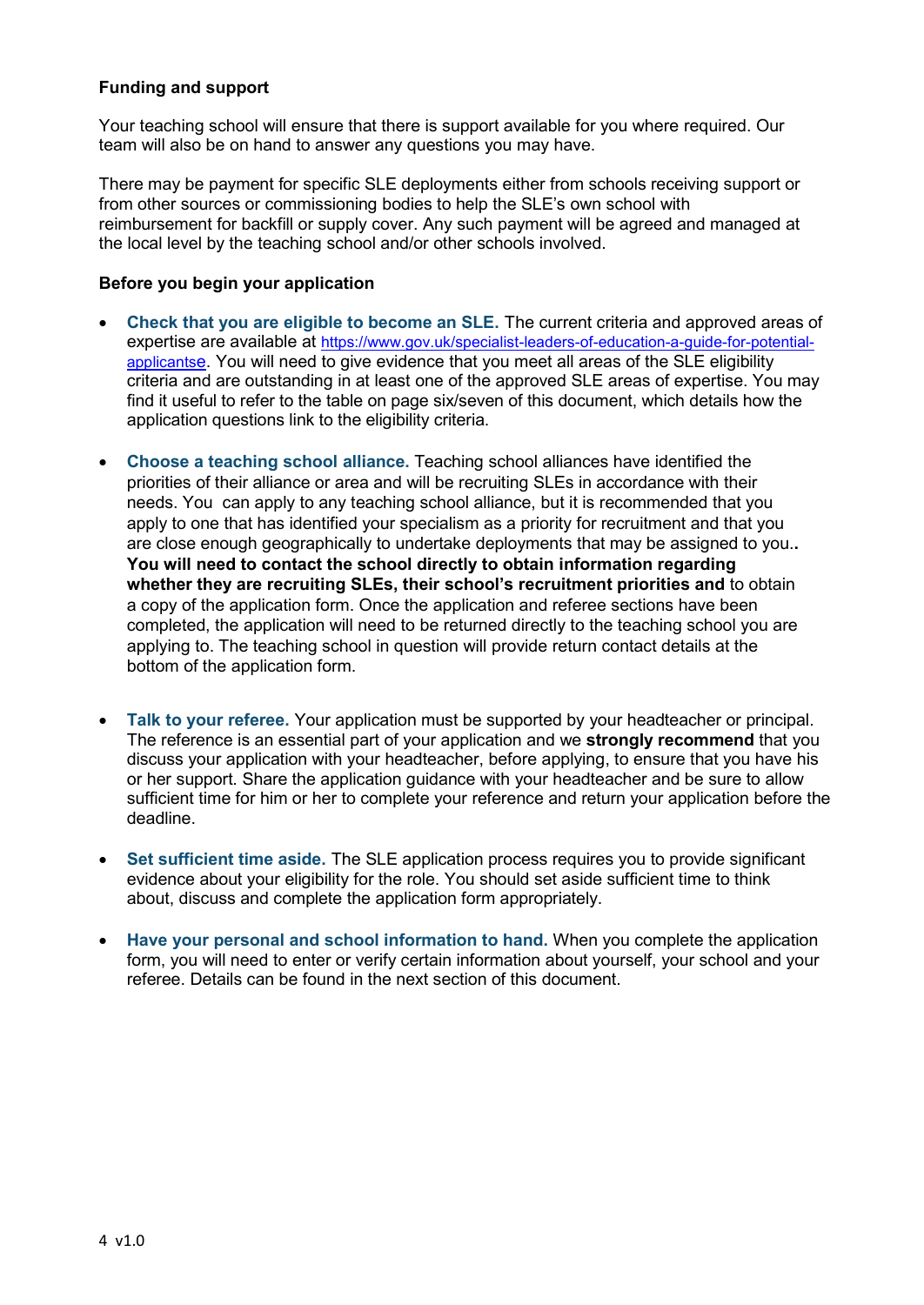**Funding and support**

Your teaching school will ensure that there is support available for you where required. Our team will also be on hand to answer any questions you may have.

There may be payment for specific SLE deployments either from schools receiving support or from other sources or commissioning bodies to help the SLE's own school with reimbursement for backfill or supply cover. Any such payment will be agreed and managed at the local level by the teaching school and/or other schools involved.

**Before you begin your application**

- **Check that you are eligible to become an SLE.** The current criteria and approved areas of expertise are available at [https://www.gov.uk/specialist-leaders-of-education-a-guide-for-potential-applicantse](https://www.gov.uk/specialist-leaders-of-education-a-guide-for-potential-applicantse). You will need to give evidence that you meet all areas of the SLE eligibility criteria and are outstanding in at least one of the approved SLE areas of expertise. You may find it useful to refer to the table on page six/seven of this document, which details how the application questions link to the eligibility criteria.

- **Choose a teaching school alliance.** Teaching school alliances have identified the priorities of their alliance or area and will be recruiting SLEs in accordance with their needs. You can apply to any teaching school alliance, but it is recommended that you apply to one that has identified your specialism as a priority for recruitment and that you are close enough geographically to undertake deployments that may be assigned to you.. **You will need to contact the school directly to obtain information regarding whether they are recruiting SLEs, their school's recruitment priorities and** to obtain a copy of the application form. Once the application and referee sections have been completed, the application will need to be returned directly to the teaching school you are applying to. The teaching school in question will provide return contact details at the bottom of the application form.

- **Talk to your referee.** Your application must be supported by your headteacher or principal. The reference is an essential part of your application and we **strongly recommend** that you discuss your application with your headteacher, before applying, to ensure that you have his or her support. Share the application guidance with your headteacher and be sure to allow sufficient time for him or her to complete your reference and return your application before the deadline.

- **Set sufficient time aside.** The SLE application process requires you to provide significant evidence about your eligibility for the role. You should set aside sufficient time to think about, discuss and complete the application form appropriately.

- **Have your personal and school information to hand.** When you complete the application form, you will need to enter or verify certain information about yourself, your school and your referee. Details can be found in the next section of this document.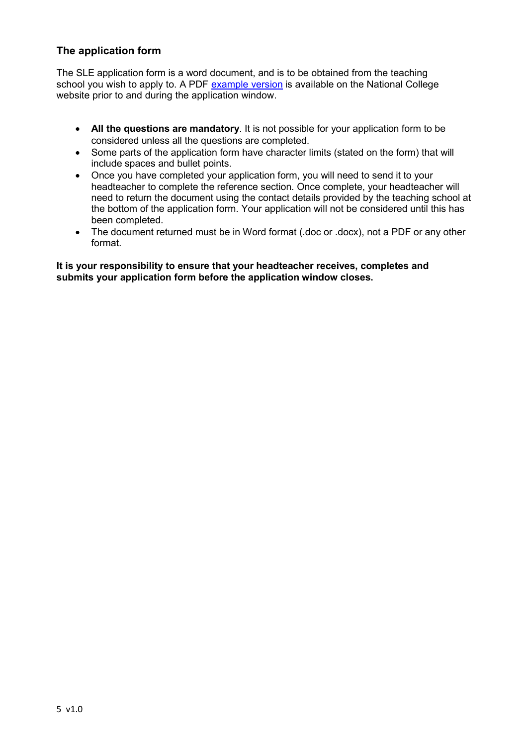## The application form

The SLE application form is a word document, and is to be obtained from the teaching school you wish to apply to. A PDF example version is available on the National College website prior to and during the application window.

- **All the questions are mandatory**. It is not possible for your application form to be considered unless all the questions are completed.
- Some parts of the application form have character limits (stated on the form) that will include spaces and bullet points.
- Once you have completed your application form, you will need to send it to your headteacher to complete the reference section. Once complete, your headteacher will need to return the document using the contact details provided by the teaching school at the bottom of the application form. Your application will not be considered until this has been completed.
- The document returned must be in Word format (.doc or .docx), not a PDF or any other format.

**It is your responsibility to ensure that your headteacher receives, completes and submits your application form before the application window closes.**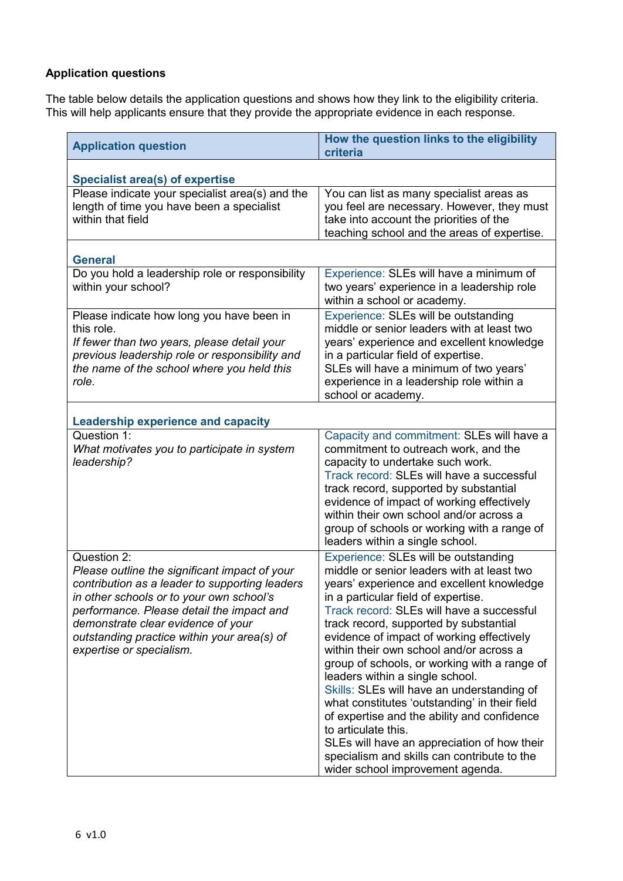**Application questions**

The table below details the application questions and shows how they link to the eligibility criteria. This will help applicants ensure that they provide the appropriate evidence in each response.

| Application question | How the question links to the eligibility criteria |
|---|---|
| **Specialist area(s) of expertise** | |
| Please indicate your specialist area(s) and the length of time you have been a specialist within that field | You can list as many specialist areas as you feel are necessary. However, they must take into account the priorities of the teaching school and the areas of expertise. |
| **General** | |
| Do you hold a leadership role or responsibility within your school? | Experience: SLEs will have a minimum of two years' experience in a leadership role within a school or academy. |
| Please indicate how long you have been in this role.<br>*If fewer than two years, please detail your previous leadership role or responsibility and the name of the school where you held this role.* | Experience: SLEs will be outstanding middle or senior leaders with at least two years' experience and excellent knowledge in a particular field of expertise.<br>SLEs will have a minimum of two years' experience in a leadership role within a school or academy. |
| **Leadership experience and capacity** | |
| Question 1:<br>*What motivates you to participate in system leadership?* | Capacity and commitment: SLEs will have a commitment to outreach work, and the capacity to undertake such work.<br>Track record: SLEs will have a successful track record, supported by substantial evidence of impact of working effectively within their own school and/or across a group of schools or working with a range of leaders within a single school. |
| Question 2:<br>*Please outline the significant impact of your contribution as a leader to supporting leaders in other schools or to your own school's performance. Please detail the impact and demonstrate clear evidence of your outstanding practice within your area(s) of expertise or specialism.* | Experience: SLEs will be outstanding middle or senior leaders with at least two years' experience and excellent knowledge in a particular field of expertise.<br>Track record: SLEs will have a successful track record, supported by substantial evidence of impact of working effectively within their own school and/or across a group of schools, or working with a range of leaders within a single school.<br>Skills: SLEs will have an understanding of what constitutes 'outstanding' in their field of expertise and the ability and confidence to articulate this.<br>SLEs will have an appreciation of how their specialism and skills can contribute to the wider school improvement agenda. |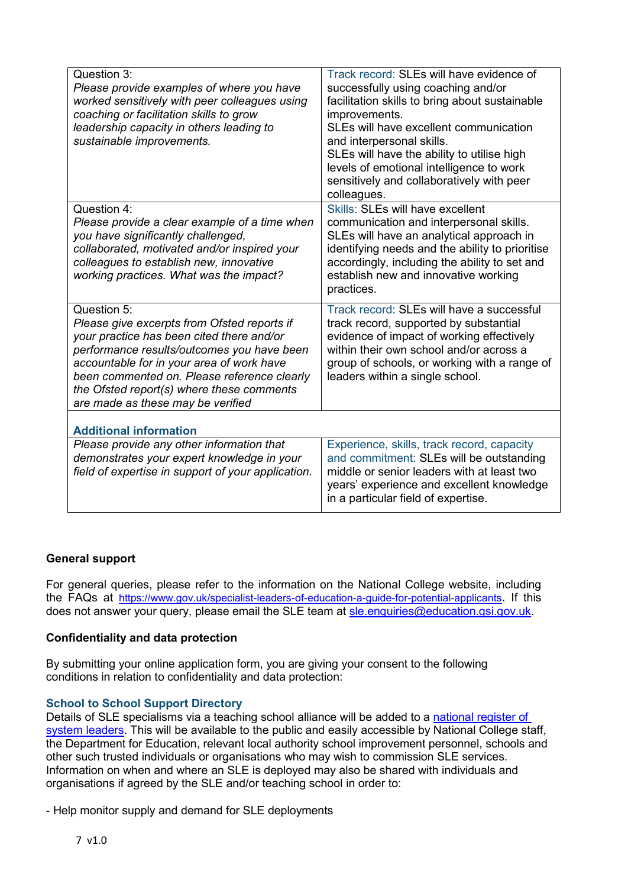| | |
|---|---|
| Question 3:<br>*Please provide examples of where you have worked sensitively with peer colleagues using coaching or facilitation skills to grow leadership capacity in others leading to sustainable improvements.* | Track record: SLEs will have evidence of successfully using coaching and/or facilitation skills to bring about sustainable improvements.<br>SLEs will have excellent communication and interpersonal skills.<br>SLEs will have the ability to utilise high levels of emotional intelligence to work sensitively and collaboratively with peer colleagues. |
| Question 4:<br>*Please provide a clear example of a time when you have significantly challenged, collaborated, motivated and/or inspired your colleagues to establish new, innovative working practices. What was the impact?* | Skills: SLEs will have excellent communication and interpersonal skills.<br>SLEs will have an analytical approach in identifying needs and the ability to prioritise accordingly, including the ability to set and establish new and innovative working practices. |
| Question 5:<br>*Please give excerpts from Ofsted reports if your practice has been cited there and/or performance results/outcomes you have been accountable for in your area of work have been commented on. Please reference clearly the Ofsted report(s) where these comments are made as these may be verified* | Track record: SLEs will have a successful track record, supported by substantial evidence of impact of working effectively within their own school and/or across a group of schools, or working with a range of leaders within a single school. |
| **Additional information** | |
| *Please provide any other information that demonstrates your expert knowledge in your field of expertise in support of your application.* | Experience, skills, track record, capacity and commitment: SLEs will be outstanding middle or senior leaders with at least two years' experience and excellent knowledge in a particular field of expertise. |

**General support**

For general queries, please refer to the information on the National College website, including the FAQs at https://www.gov.uk/specialist-leaders-of-education-a-guide-for-potential-applicants. If this does not answer your query, please email the SLE team at sle.enquiries@education.gsi.gov.uk.

**Confidentiality and data protection**

By submitting your online application form, you are giving your consent to the following conditions in relation to confidentiality and data protection:

**School to School Support Directory**

Details of SLE specialisms via a teaching school alliance will be added to a national register of system leaders. This will be available to the public and easily accessible by National College staff, the Department for Education, relevant local authority school improvement personnel, schools and other such trusted individuals or organisations who may wish to commission SLE services. Information on when and where an SLE is deployed may also be shared with individuals and organisations if agreed by the SLE and/or teaching school in order to:

- Help monitor supply and demand for SLE deployments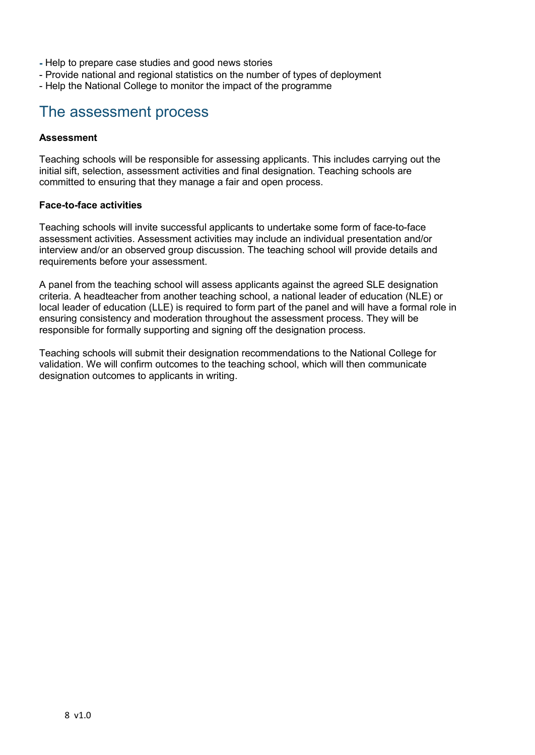- Help to prepare case studies and good news stories
- Provide national and regional statistics on the number of types of deployment
- Help the National College to monitor the impact of the programme

## The assessment process

**Assessment**

Teaching schools will be responsible for assessing applicants. This includes carrying out the initial sift, selection, assessment activities and final designation. Teaching schools are committed to ensuring that they manage a fair and open process.

**Face-to-face activities**

Teaching schools will invite successful applicants to undertake some form of face-to-face assessment activities. Assessment activities may include an individual presentation and/or interview and/or an observed group discussion. The teaching school will provide details and requirements before your assessment.

A panel from the teaching school will assess applicants against the agreed SLE designation criteria. A headteacher from another teaching school, a national leader of education (NLE) or local leader of education (LLE) is required to form part of the panel and will have a formal role in ensuring consistency and moderation throughout the assessment process. They will be responsible for formally supporting and signing off the designation process.

Teaching schools will submit their designation recommendations to the National College for validation. We will confirm outcomes to the teaching school, which will then communicate designation outcomes to applicants in writing.